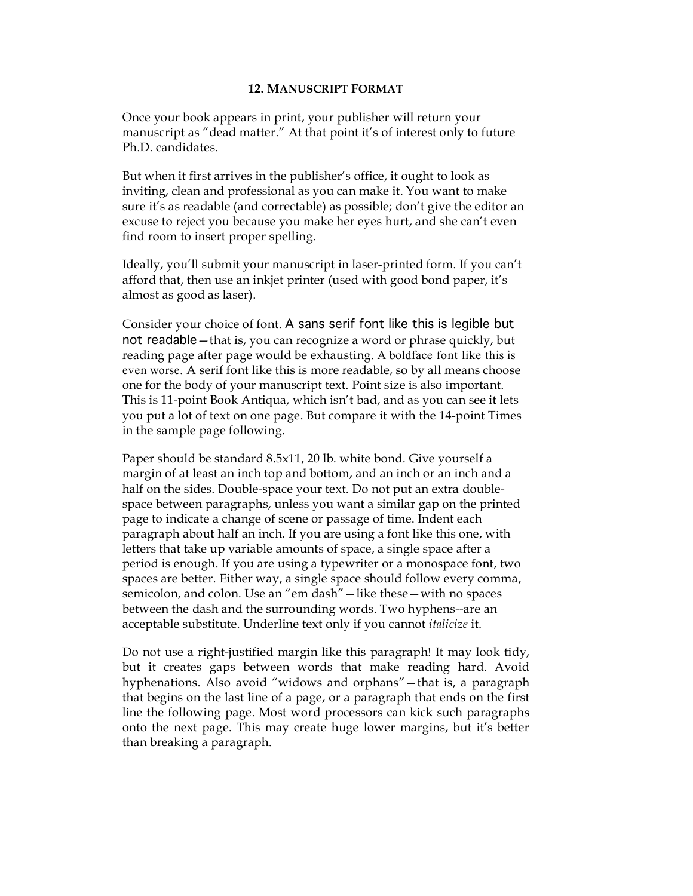## 12. MANUSCRIPT FORMAT

Once your book appears in print, your publisher will return your manuscript as "dead matter." At that point it's of interest only to future Ph.D. candidates.

But when it first arrives in the publisher's office, it ought to look as inviting, clean and professional as you can make it. You want to make sure it's as readable (and correctable) as possible; don't give the editor an excuse to reject you because you make her eyes hurt, and she can't even find room to insert proper spelling.

Ideally, you'll submit your manuscript in laser-printed form. If you can't afford that, then use an inkjet printer (used with good bond paper, it's almost as good as laser).

Consider your choice of font. A sans serif font like this is legible but not readable—that is, you can recognize a word or phrase quickly, but reading page after page would be exhausting. A boldface font like this is even worse. A serif font like this is more readable, so by all means choose one for the body of your manuscript text. Point size is also important. This is 11-point Book Antiqua, which isn't bad, and as you can see it lets you put a lot of text on one page. But compare it with the 14-point Times in the sample page following.

Paper should be standard 8.5x11, 20 lb. white bond. Give yourself a margin of at least an inch top and bottom, and an inch or an inch and a half on the sides. Double-space your text. Do not put an extra double-space between paragraphs, unless you want a similar gap on the printed page to indicate a change of scene or passage of time. Indent each paragraph about half an inch. If you are using a font like this one, with letters that take up variable amounts of space, a single space after a period is enough. If you are using a typewriter or a monospace font, two spaces are better. Either way, a single space should follow every comma, semicolon, and colon. Use an "em dash"—like these—with no spaces between the dash and the surrounding words. Two hyphens--are an acceptable substitute. <u>Underline</u> text only if you cannot *italicize* it.

Do not use a right-justified margin like this paragraph! It may look tidy, but it creates gaps between words that make reading hard. Avoid hyphenations. Also avoid "widows and orphans"—that is, a paragraph that begins on the last line of a page, or a paragraph that ends on the first line the following page. Most word processors can kick such paragraphs onto the next page. This may create huge lower margins, but it's better than breaking a paragraph.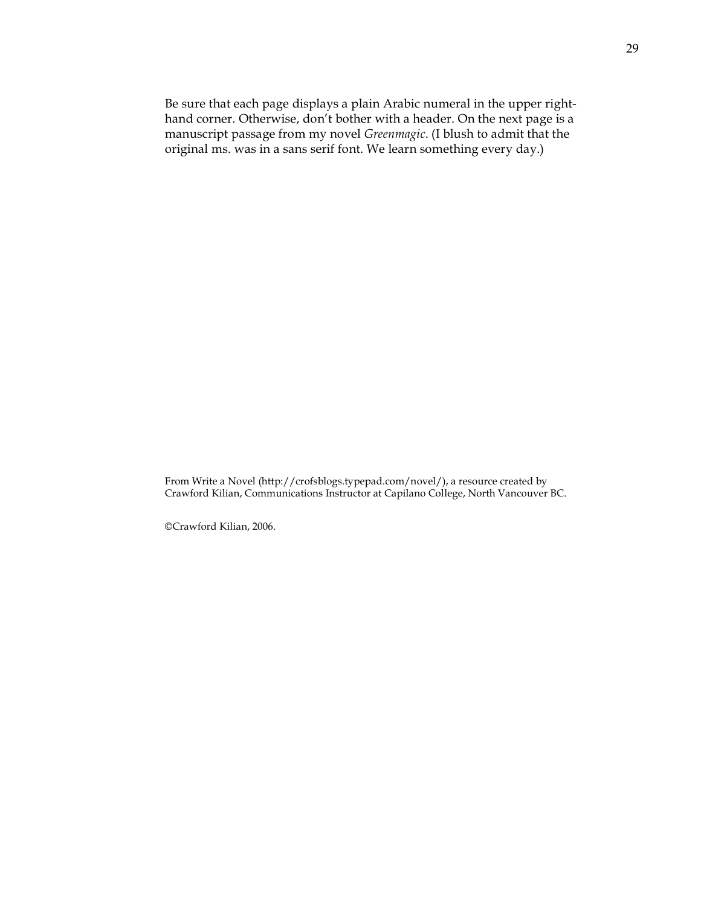Be sure that each page displays a plain Arabic numeral in the upper right-hand corner. Otherwise, don't bother with a header. On the next page is a manuscript passage from my novel *Greenmagic*. (I blush to admit that the original ms. was in a sans serif font. We learn something every day.)

From Write a Novel (http://crofsblogs.typepad.com/novel/), a resource created by Crawford Kilian, Communications Instructor at Capilano College, North Vancouver BC.

©Crawford Kilian, 2006.